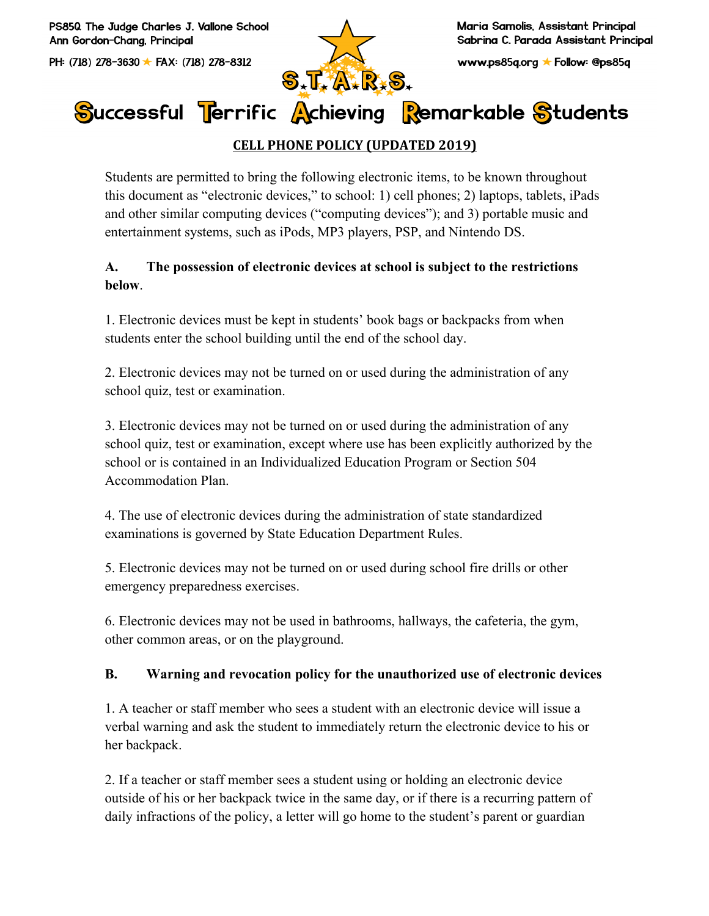PS85Q The Judge Charles J. Vallone School
Ann Gordon-Chang, Principal

PH: (718) 278-3630 ★ FAX: (718) 278-8312

Maria Samolis, Assistant Principal
Sabrina C. Parada Assistant Principal

www.ps85q.org ★ Follow: @ps85q

S.T.A.R.S.

# Successful Terrific Achieving Remarkable Students

## CELL PHONE POLICY (UPDATED 2019)

Students are permitted to bring the following electronic items, to be known throughout this document as "electronic devices," to school: 1) cell phones; 2) laptops, tablets, iPads and other similar computing devices ("computing devices"); and 3) portable music and entertainment systems, such as iPods, MP3 players, PSP, and Nintendo DS.

**A. The possession of electronic devices at school is subject to the restrictions below**.

1. Electronic devices must be kept in students' book bags or backpacks from when students enter the school building until the end of the school day.

2. Electronic devices may not be turned on or used during the administration of any school quiz, test or examination.

3. Electronic devices may not be turned on or used during the administration of any school quiz, test or examination, except where use has been explicitly authorized by the school or is contained in an Individualized Education Program or Section 504 Accommodation Plan.

4. The use of electronic devices during the administration of state standardized examinations is governed by State Education Department Rules.

5. Electronic devices may not be turned on or used during school fire drills or other emergency preparedness exercises.

6. Electronic devices may not be used in bathrooms, hallways, the cafeteria, the gym, other common areas, or on the playground.

**B. Warning and revocation policy for the unauthorized use of electronic devices**

1. A teacher or staff member who sees a student with an electronic device will issue a verbal warning and ask the student to immediately return the electronic device to his or her backpack.

2. If a teacher or staff member sees a student using or holding an electronic device outside of his or her backpack twice in the same day, or if there is a recurring pattern of daily infractions of the policy, a letter will go home to the student's parent or guardian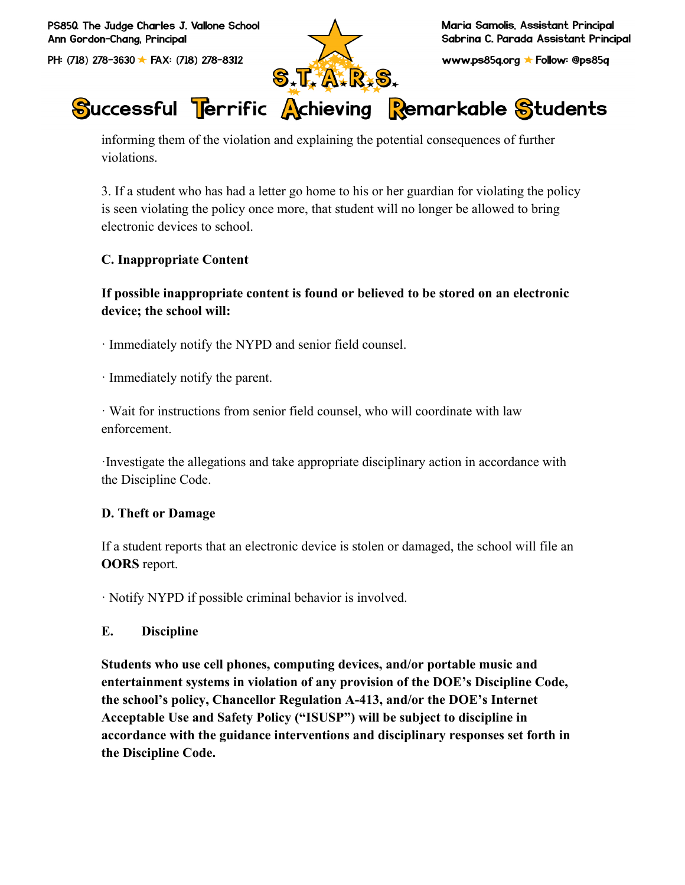informing them of the violation and explaining the potential consequences of further violations.

3. If a student who has had a letter go home to his or her guardian for violating the policy is seen violating the policy once more, that student will no longer be allowed to bring electronic devices to school.

**C. Inappropriate Content**

**If possible inappropriate content is found or believed to be stored on an electronic device; the school will:**

· Immediately notify the NYPD and senior field counsel.

· Immediately notify the parent.

· Wait for instructions from senior field counsel, who will coordinate with law enforcement.

·Investigate the allegations and take appropriate disciplinary action in accordance with the Discipline Code.

**D. Theft or Damage**

If a student reports that an electronic device is stolen or damaged, the school will file an **OORS** report.

· Notify NYPD if possible criminal behavior is involved.

**E. Discipline**

**Students who use cell phones, computing devices, and/or portable music and entertainment systems in violation of any provision of the DOE's Discipline Code, the school's policy, Chancellor Regulation A-413, and/or the DOE's Internet Acceptable Use and Safety Policy ("ISUSP") will be subject to discipline in accordance with the guidance interventions and disciplinary responses set forth in the Discipline Code.**